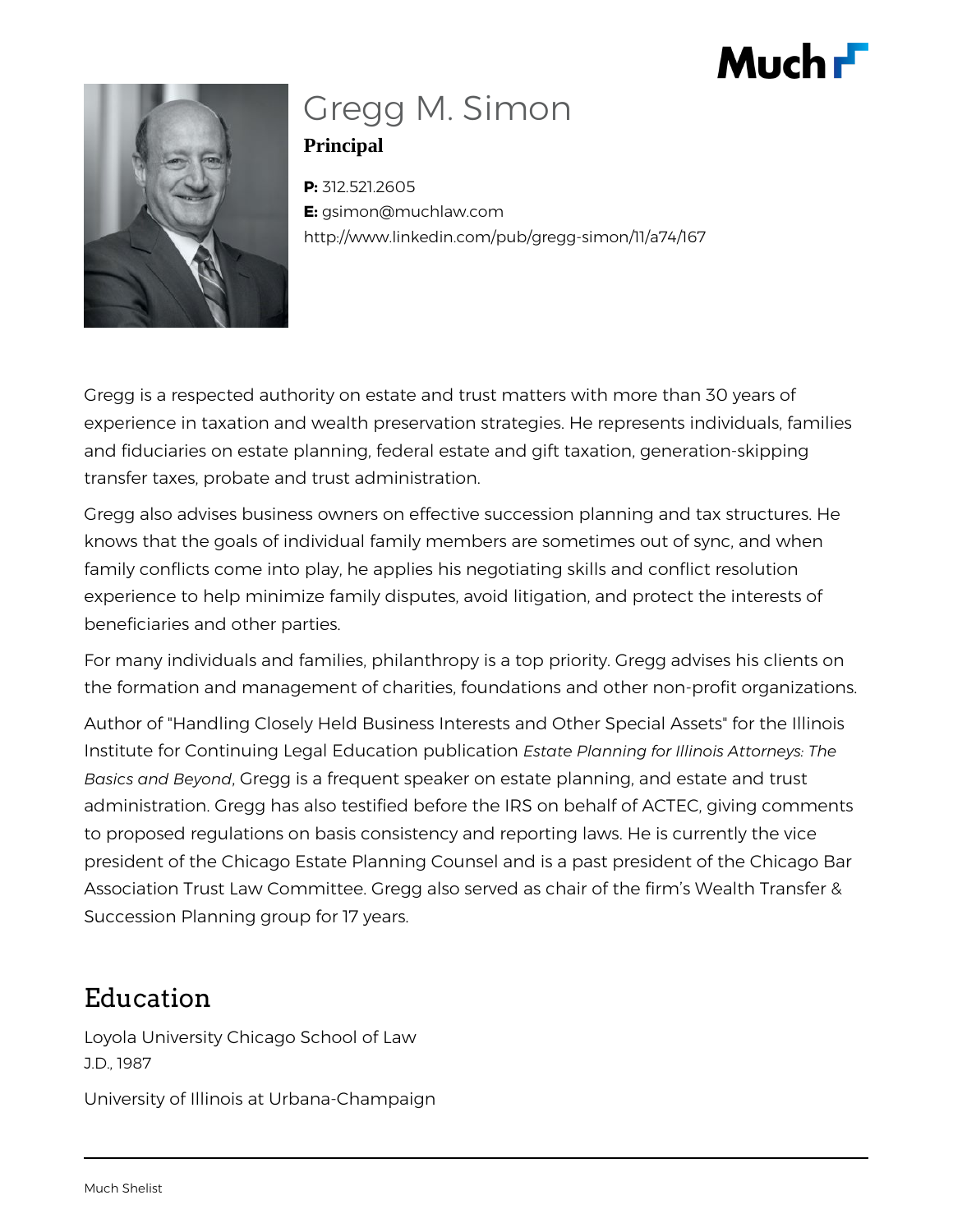# Gregg M. Simon

**Principal**

**P:** 312.521.2605
**E:** gsimon@muchlaw.com
http://www.linkedin.com/pub/gregg-simon/11/a74/167

Gregg is a respected authority on estate and trust matters with more than 30 years of experience in taxation and wealth preservation strategies. He represents individuals, families and fiduciaries on estate planning, federal estate and gift taxation, generation-skipping transfer taxes, probate and trust administration.

Gregg also advises business owners on effective succession planning and tax structures. He knows that the goals of individual family members are sometimes out of sync, and when family conflicts come into play, he applies his negotiating skills and conflict resolution experience to help minimize family disputes, avoid litigation, and protect the interests of beneficiaries and other parties.

For many individuals and families, philanthropy is a top priority. Gregg advises his clients on the formation and management of charities, foundations and other non-profit organizations.

Author of "Handling Closely Held Business Interests and Other Special Assets" for the Illinois Institute for Continuing Legal Education publication *Estate Planning for Illinois Attorneys: The Basics and Beyond*, Gregg is a frequent speaker on estate planning, and estate and trust administration. Gregg has also testified before the IRS on behalf of ACTEC, giving comments to proposed regulations on basis consistency and reporting laws. He is currently the vice president of the Chicago Estate Planning Counsel and is a past president of the Chicago Bar Association Trust Law Committee. Gregg also served as chair of the firm's Wealth Transfer & Succession Planning group for 17 years.

## Education

Loyola University Chicago School of Law
J.D., 1987

University of Illinois at Urbana-Champaign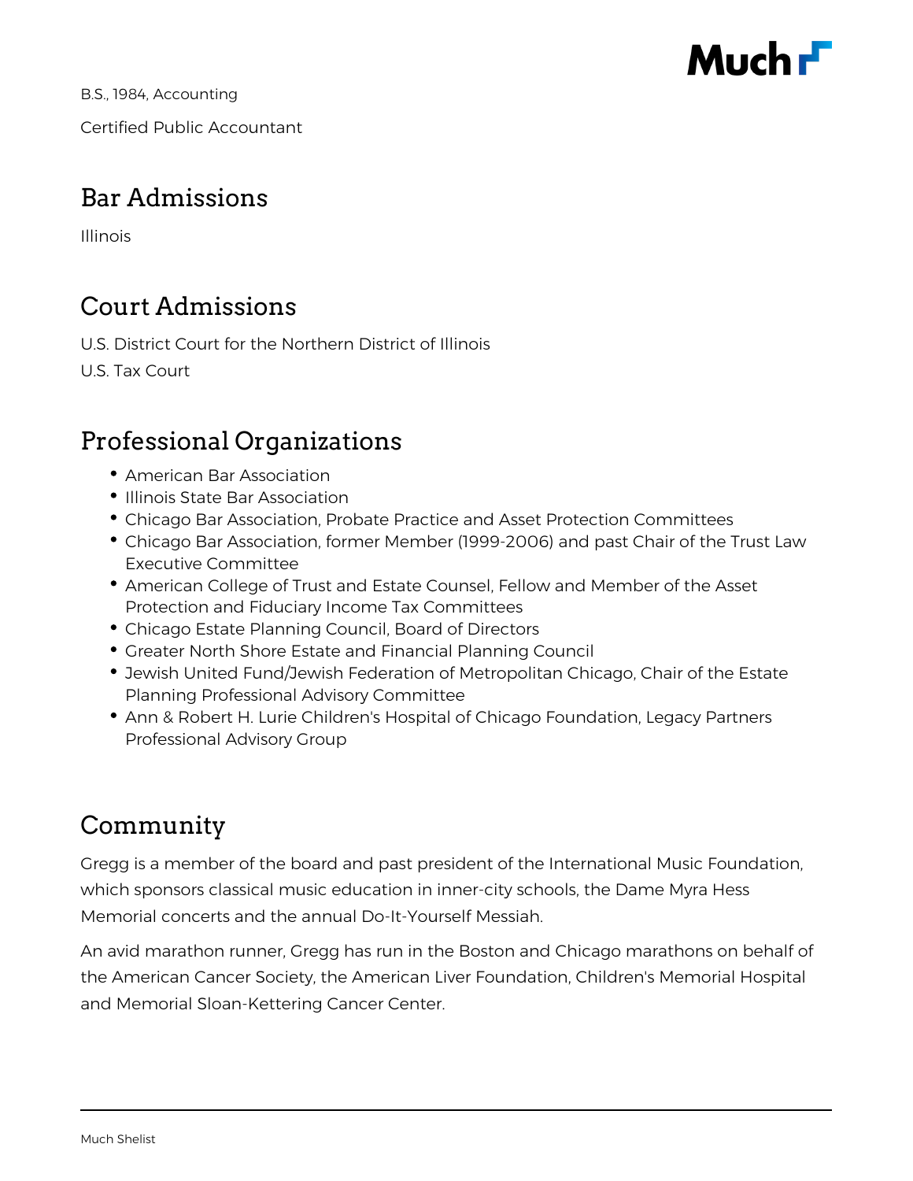B.S., 1984, Accounting

Certified Public Accountant

## Bar Admissions

Illinois

## Court Admissions

U.S. District Court for the Northern District of Illinois

U.S. Tax Court

## Professional Organizations

- American Bar Association
- Illinois State Bar Association
- Chicago Bar Association, Probate Practice and Asset Protection Committees
- Chicago Bar Association, former Member (1999-2006) and past Chair of the Trust Law Executive Committee
- American College of Trust and Estate Counsel, Fellow and Member of the Asset Protection and Fiduciary Income Tax Committees
- Chicago Estate Planning Council, Board of Directors
- Greater North Shore Estate and Financial Planning Council
- Jewish United Fund/Jewish Federation of Metropolitan Chicago, Chair of the Estate Planning Professional Advisory Committee
- Ann & Robert H. Lurie Children's Hospital of Chicago Foundation, Legacy Partners Professional Advisory Group

## Community

Gregg is a member of the board and past president of the International Music Foundation, which sponsors classical music education in inner-city schools, the Dame Myra Hess Memorial concerts and the annual Do-It-Yourself Messiah.

An avid marathon runner, Gregg has run in the Boston and Chicago marathons on behalf of the American Cancer Society, the American Liver Foundation, Children's Memorial Hospital and Memorial Sloan-Kettering Cancer Center.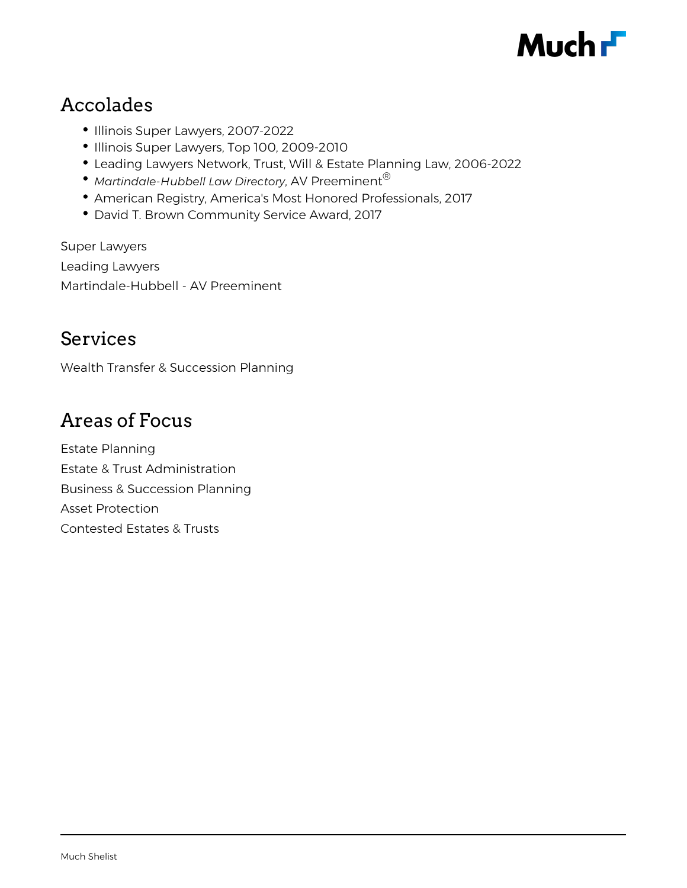## Accolades

- Illinois Super Lawyers, 2007-2022
- Illinois Super Lawyers, Top 100, 2009-2010
- Leading Lawyers Network, Trust, Will & Estate Planning Law, 2006-2022
- *Martindale-Hubbell Law Directory*, AV Preeminent®
- American Registry, America's Most Honored Professionals, 2017
- David T. Brown Community Service Award, 2017

Super Lawyers

Leading Lawyers

Martindale-Hubbell - AV Preeminent

## Services

Wealth Transfer & Succession Planning

## Areas of Focus

Estate Planning

Estate & Trust Administration

Business & Succession Planning

Asset Protection

Contested Estates & Trusts